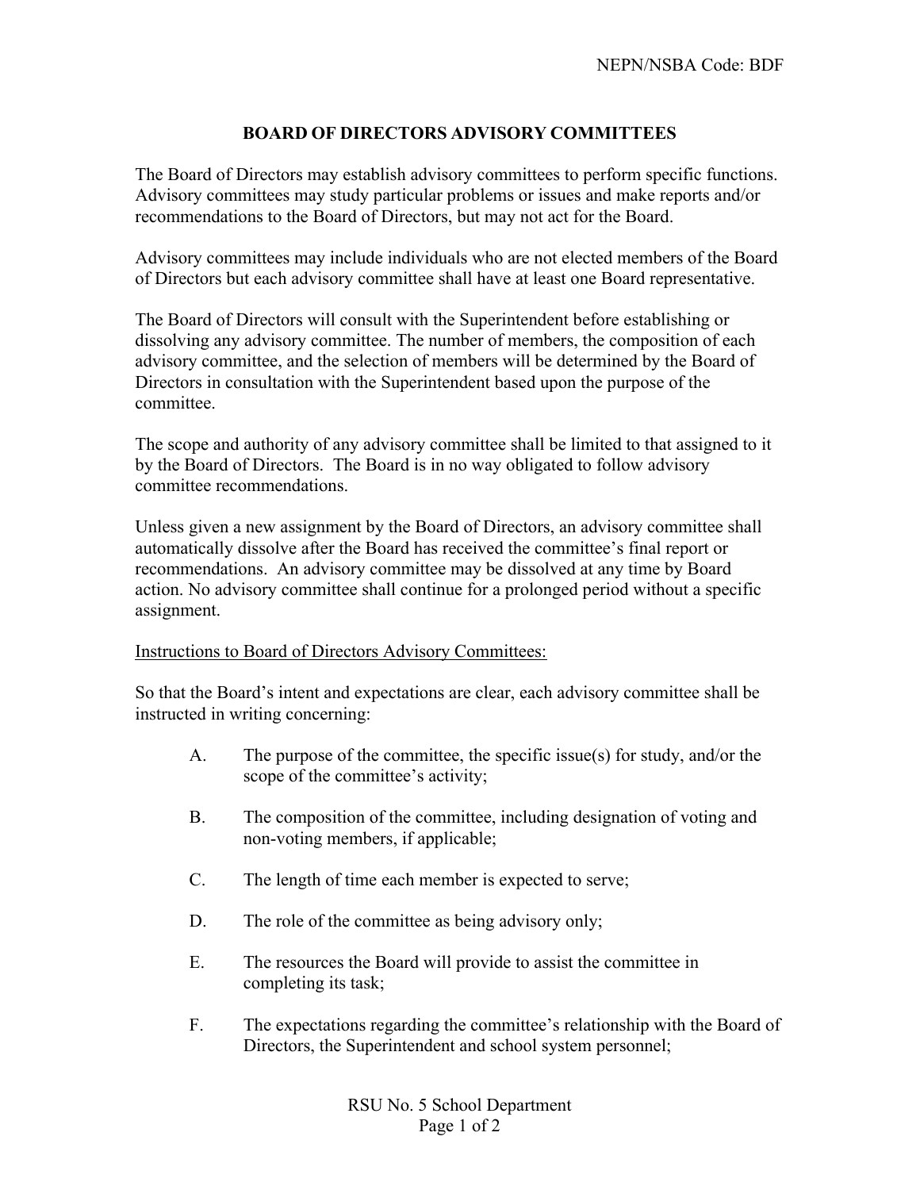NEPN/NSBA Code: BDF

# BOARD OF DIRECTORS ADVISORY COMMITTEES

The Board of Directors may establish advisory committees to perform specific functions. Advisory committees may study particular problems or issues and make reports and/or recommendations to the Board of Directors, but may not act for the Board.

Advisory committees may include individuals who are not elected members of the Board of Directors but each advisory committee shall have at least one Board representative.

The Board of Directors will consult with the Superintendent before establishing or dissolving any advisory committee. The number of members, the composition of each advisory committee, and the selection of members will be determined by the Board of Directors in consultation with the Superintendent based upon the purpose of the committee.

The scope and authority of any advisory committee shall be limited to that assigned to it by the Board of Directors. The Board is in no way obligated to follow advisory committee recommendations.

Unless given a new assignment by the Board of Directors, an advisory committee shall automatically dissolve after the Board has received the committee's final report or recommendations. An advisory committee may be dissolved at any time by Board action. No advisory committee shall continue for a prolonged period without a specific assignment.

<u>Instructions to Board of Directors Advisory Committees:</u>

So that the Board's intent and expectations are clear, each advisory committee shall be instructed in writing concerning:

A. The purpose of the committee, the specific issue(s) for study, and/or the scope of the committee's activity;

B. The composition of the committee, including designation of voting and non-voting members, if applicable;

C. The length of time each member is expected to serve;

D. The role of the committee as being advisory only;

E. The resources the Board will provide to assist the committee in completing its task;

F. The expectations regarding the committee's relationship with the Board of Directors, the Superintendent and school system personnel;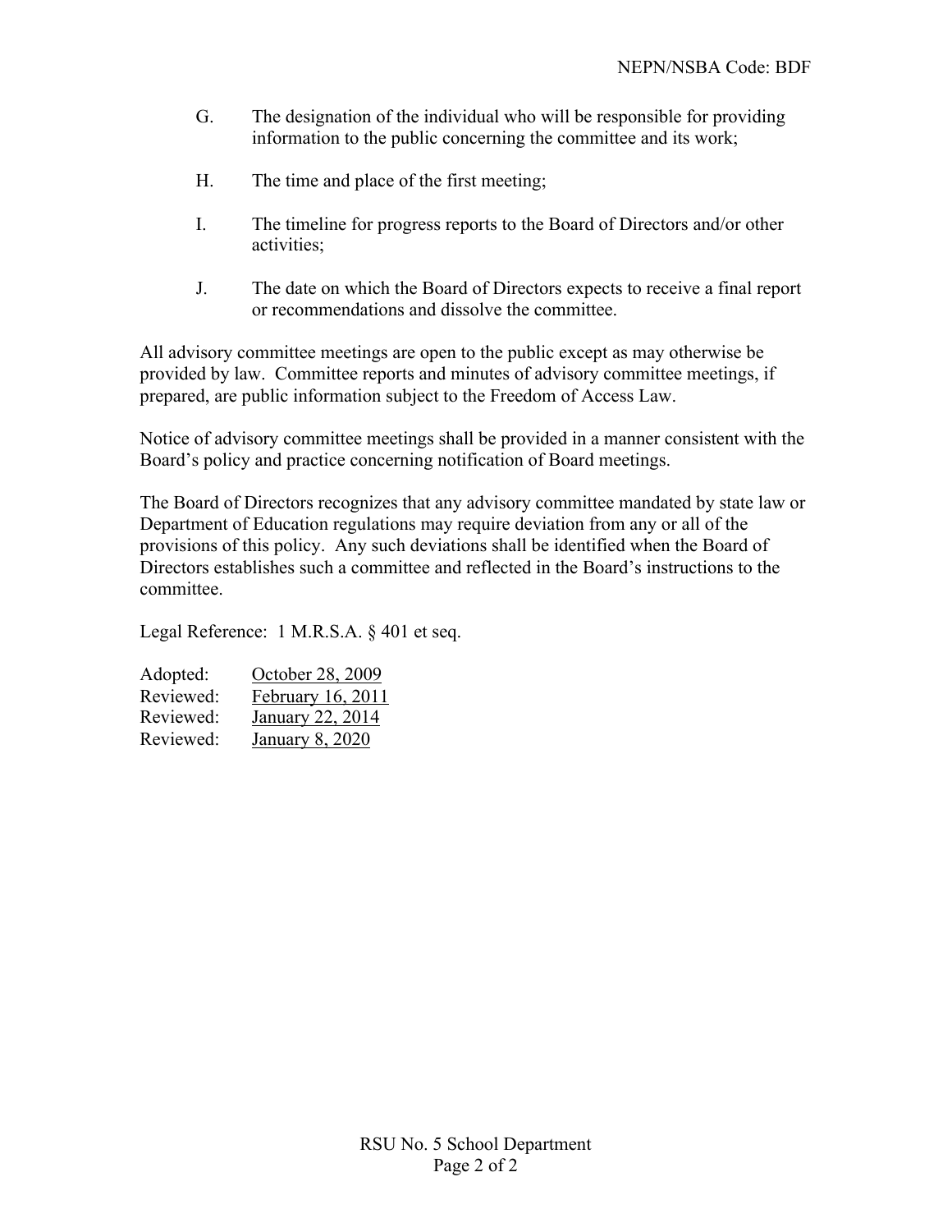G. The designation of the individual who will be responsible for providing information to the public concerning the committee and its work;

H. The time and place of the first meeting;

I. The timeline for progress reports to the Board of Directors and/or other activities;

J. The date on which the Board of Directors expects to receive a final report or recommendations and dissolve the committee.

All advisory committee meetings are open to the public except as may otherwise be provided by law. Committee reports and minutes of advisory committee meetings, if prepared, are public information subject to the Freedom of Access Law.

Notice of advisory committee meetings shall be provided in a manner consistent with the Board's policy and practice concerning notification of Board meetings.

The Board of Directors recognizes that any advisory committee mandated by state law or Department of Education regulations may require deviation from any or all of the provisions of this policy. Any such deviations shall be identified when the Board of Directors establishes such a committee and reflected in the Board's instructions to the committee.

Legal Reference: 1 M.R.S.A. § 401 et seq.

Adopted: October 28, 2009
Reviewed: February 16, 2011
Reviewed: January 22, 2014
Reviewed: January 8, 2020